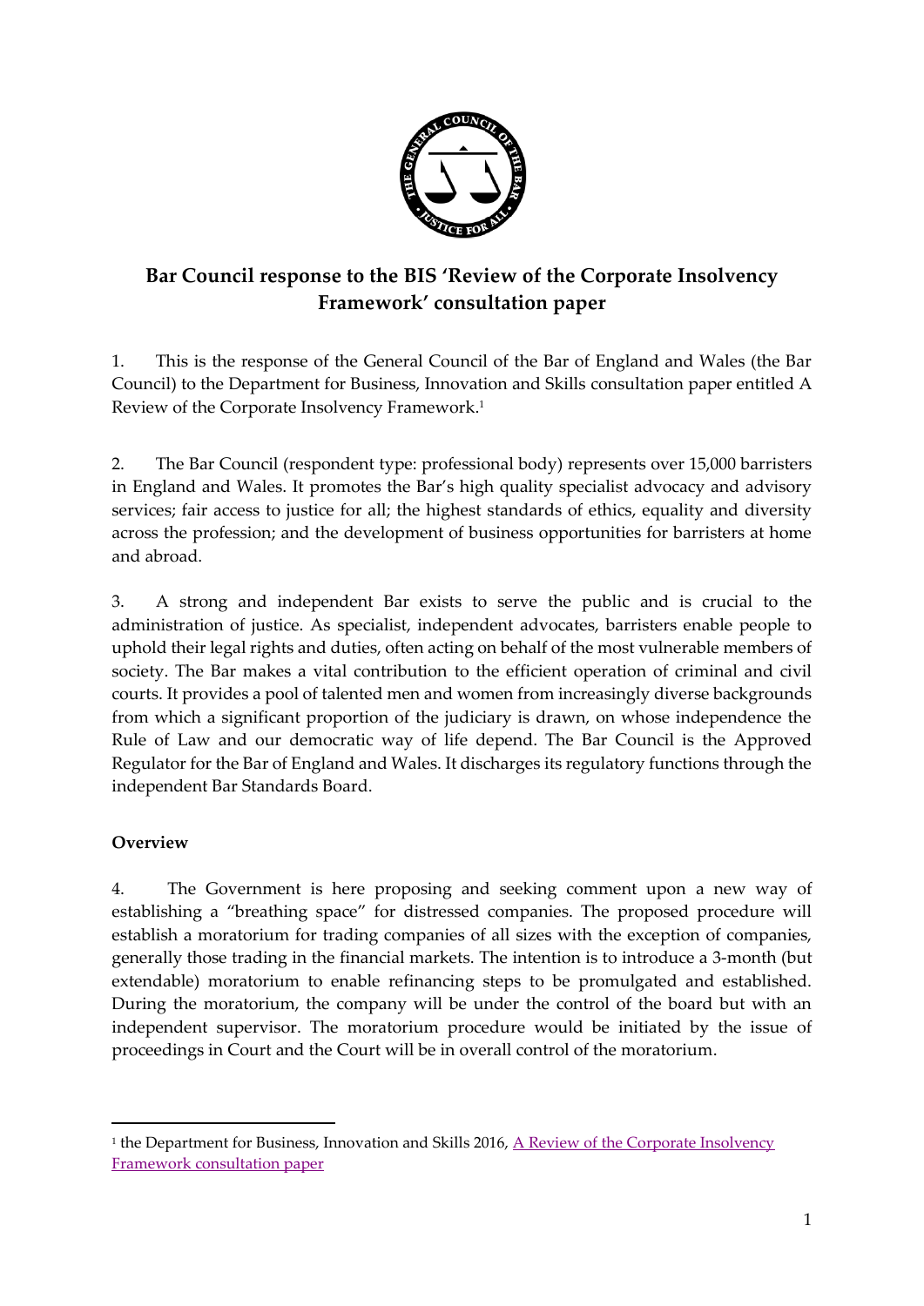# Bar Council response to the BIS 'Review of the Corporate Insolvency Framework' consultation paper

1. This is the response of the General Council of the Bar of England and Wales (the Bar Council) to the Department for Business, Innovation and Skills consultation paper entitled A Review of the Corporate Insolvency Framework.[1]

2. The Bar Council (respondent type: professional body) represents over 15,000 barristers in England and Wales. It promotes the Bar's high quality specialist advocacy and advisory services; fair access to justice for all; the highest standards of ethics, equality and diversity across the profession; and the development of business opportunities for barristers at home and abroad.

3. A strong and independent Bar exists to serve the public and is crucial to the administration of justice. As specialist, independent advocates, barristers enable people to uphold their legal rights and duties, often acting on behalf of the most vulnerable members of society. The Bar makes a vital contribution to the efficient operation of criminal and civil courts. It provides a pool of talented men and women from increasingly diverse backgrounds from which a significant proportion of the judiciary is drawn, on whose independence the Rule of Law and our democratic way of life depend. The Bar Council is the Approved Regulator for the Bar of England and Wales. It discharges its regulatory functions through the independent Bar Standards Board.

## Overview

4. The Government is here proposing and seeking comment upon a new way of establishing a "breathing space" for distressed companies. The proposed procedure will establish a moratorium for trading companies of all sizes with the exception of companies, generally those trading in the financial markets. The intention is to introduce a 3-month (but extendable) moratorium to enable refinancing steps to be promulgated and established. During the moratorium, the company will be under the control of the board but with an independent supervisor. The moratorium procedure would be initiated by the issue of proceedings in Court and the Court will be in overall control of the moratorium.

[1] the Department for Business, Innovation and Skills 2016, A Review of the Corporate Insolvency Framework consultation paper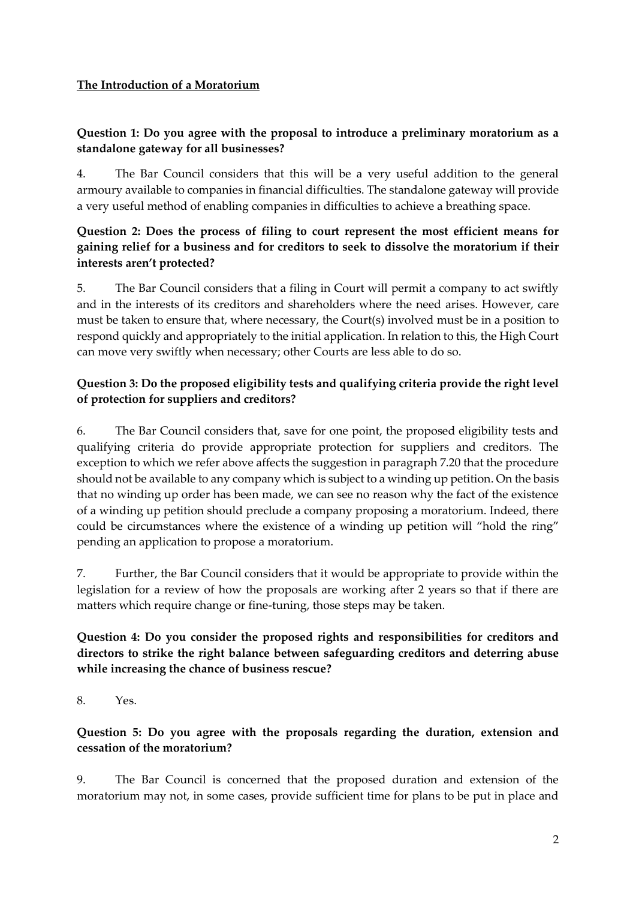**<u>The Introduction of a Moratorium</u>**

**Question 1: Do you agree with the proposal to introduce a preliminary moratorium as a standalone gateway for all businesses?**

4. The Bar Council considers that this will be a very useful addition to the general armoury available to companies in financial difficulties. The standalone gateway will provide a very useful method of enabling companies in difficulties to achieve a breathing space.

**Question 2: Does the process of filing to court represent the most efficient means for gaining relief for a business and for creditors to seek to dissolve the moratorium if their interests aren't protected?**

5. The Bar Council considers that a filing in Court will permit a company to act swiftly and in the interests of its creditors and shareholders where the need arises. However, care must be taken to ensure that, where necessary, the Court(s) involved must be in a position to respond quickly and appropriately to the initial application. In relation to this, the High Court can move very swiftly when necessary; other Courts are less able to do so.

**Question 3: Do the proposed eligibility tests and qualifying criteria provide the right level of protection for suppliers and creditors?**

6. The Bar Council considers that, save for one point, the proposed eligibility tests and qualifying criteria do provide appropriate protection for suppliers and creditors. The exception to which we refer above affects the suggestion in paragraph 7.20 that the procedure should not be available to any company which is subject to a winding up petition. On the basis that no winding up order has been made, we can see no reason why the fact of the existence of a winding up petition should preclude a company proposing a moratorium. Indeed, there could be circumstances where the existence of a winding up petition will "hold the ring" pending an application to propose a moratorium.

7. Further, the Bar Council considers that it would be appropriate to provide within the legislation for a review of how the proposals are working after 2 years so that if there are matters which require change or fine-tuning, those steps may be taken.

**Question 4: Do you consider the proposed rights and responsibilities for creditors and directors to strike the right balance between safeguarding creditors and deterring abuse while increasing the chance of business rescue?**

8. Yes.

**Question 5: Do you agree with the proposals regarding the duration, extension and cessation of the moratorium?**

9. The Bar Council is concerned that the proposed duration and extension of the moratorium may not, in some cases, provide sufficient time for plans to be put in place and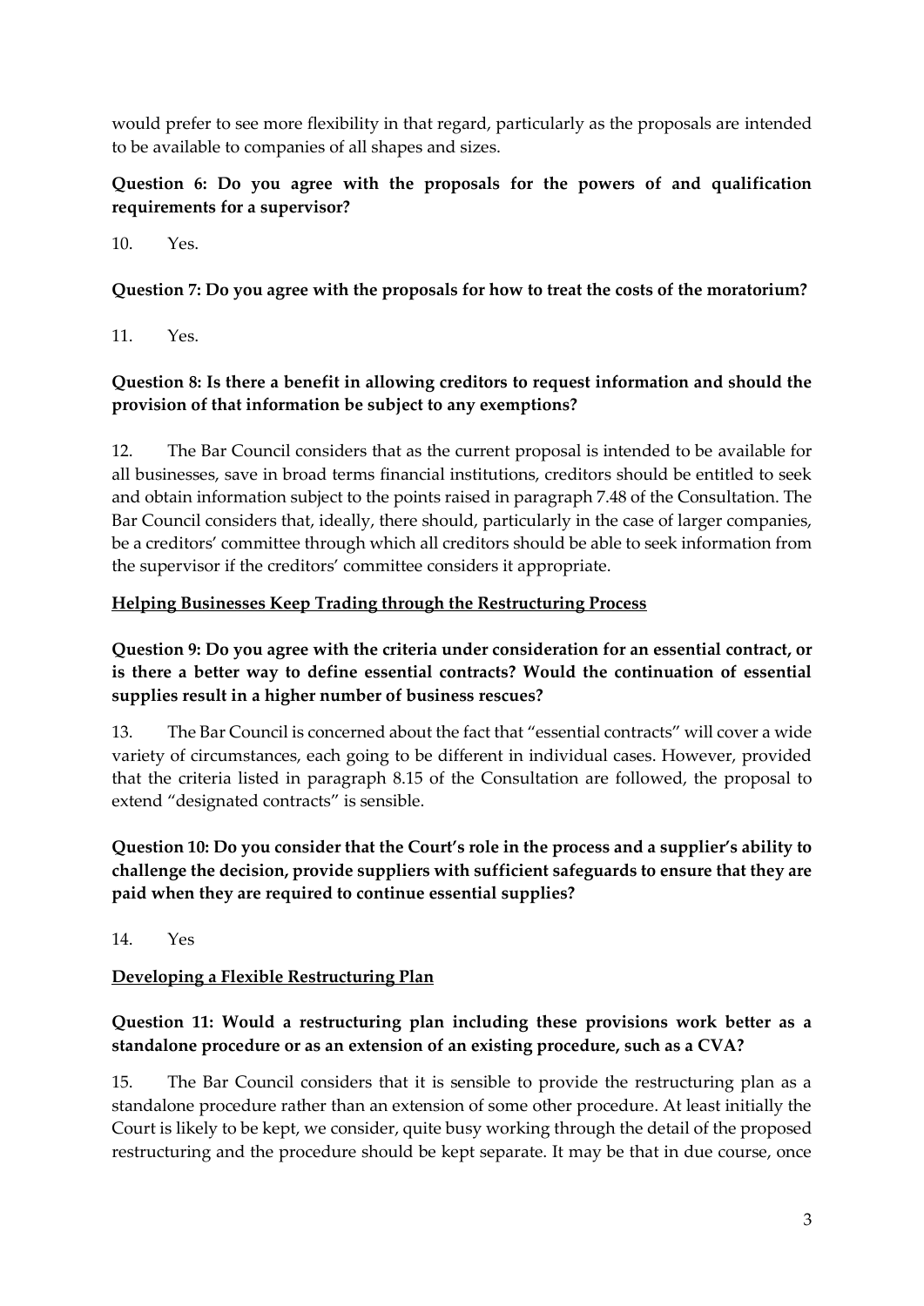would prefer to see more flexibility in that regard, particularly as the proposals are intended to be available to companies of all shapes and sizes.

**Question 6: Do you agree with the proposals for the powers of and qualification requirements for a supervisor?**

10. Yes.

**Question 7: Do you agree with the proposals for how to treat the costs of the moratorium?**

11. Yes.

**Question 8: Is there a benefit in allowing creditors to request information and should the provision of that information be subject to any exemptions?**

12. The Bar Council considers that as the current proposal is intended to be available for all businesses, save in broad terms financial institutions, creditors should be entitled to seek and obtain information subject to the points raised in paragraph 7.48 of the Consultation. The Bar Council considers that, ideally, there should, particularly in the case of larger companies, be a creditors' committee through which all creditors should be able to seek information from the supervisor if the creditors' committee considers it appropriate.

<u>**Helping Businesses Keep Trading through the Restructuring Process**</u>

**Question 9: Do you agree with the criteria under consideration for an essential contract, or is there a better way to define essential contracts? Would the continuation of essential supplies result in a higher number of business rescues?**

13. The Bar Council is concerned about the fact that "essential contracts" will cover a wide variety of circumstances, each going to be different in individual cases. However, provided that the criteria listed in paragraph 8.15 of the Consultation are followed, the proposal to extend "designated contracts" is sensible.

**Question 10: Do you consider that the Court's role in the process and a supplier's ability to challenge the decision, provide suppliers with sufficient safeguards to ensure that they are paid when they are required to continue essential supplies?**

14. Yes

<u>**Developing a Flexible Restructuring Plan**</u>

**Question 11: Would a restructuring plan including these provisions work better as a standalone procedure or as an extension of an existing procedure, such as a CVA?**

15. The Bar Council considers that it is sensible to provide the restructuring plan as a standalone procedure rather than an extension of some other procedure. At least initially the Court is likely to be kept, we consider, quite busy working through the detail of the proposed restructuring and the procedure should be kept separate. It may be that in due course, once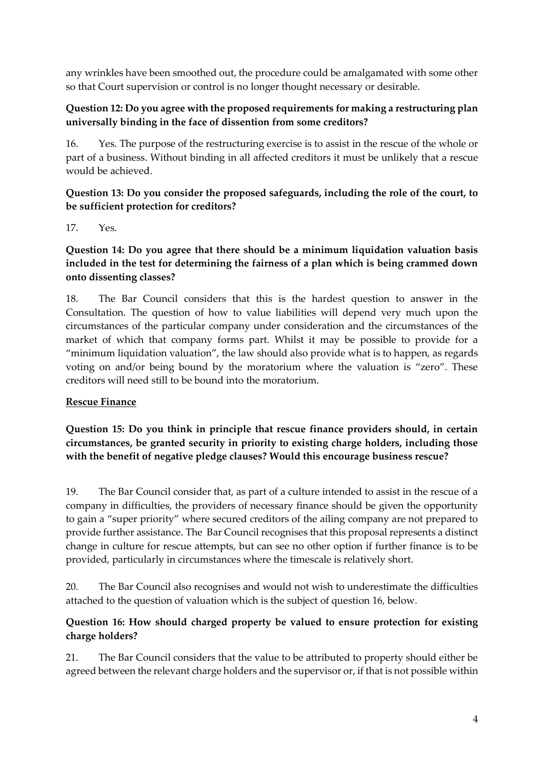any wrinkles have been smoothed out, the procedure could be amalgamated with some other so that Court supervision or control is no longer thought necessary or desirable.

**Question 12: Do you agree with the proposed requirements for making a restructuring plan universally binding in the face of dissention from some creditors?**

16. Yes. The purpose of the restructuring exercise is to assist in the rescue of the whole or part of a business. Without binding in all affected creditors it must be unlikely that a rescue would be achieved.

**Question 13: Do you consider the proposed safeguards, including the role of the court, to be sufficient protection for creditors?**

17. Yes.

**Question 14: Do you agree that there should be a minimum liquidation valuation basis included in the test for determining the fairness of a plan which is being crammed down onto dissenting classes?**

18. The Bar Council considers that this is the hardest question to answer in the Consultation. The question of how to value liabilities will depend very much upon the circumstances of the particular company under consideration and the circumstances of the market of which that company forms part. Whilst it may be possible to provide for a "minimum liquidation valuation", the law should also provide what is to happen, as regards voting on and/or being bound by the moratorium where the valuation is "zero". These creditors will need still to be bound into the moratorium.

**Rescue Finance**

**Question 15: Do you think in principle that rescue finance providers should, in certain circumstances, be granted security in priority to existing charge holders, including those with the benefit of negative pledge clauses? Would this encourage business rescue?**

19. The Bar Council consider that, as part of a culture intended to assist in the rescue of a company in difficulties, the providers of necessary finance should be given the opportunity to gain a "super priority" where secured creditors of the ailing company are not prepared to provide further assistance. The Bar Council recognises that this proposal represents a distinct change in culture for rescue attempts, but can see no other option if further finance is to be provided, particularly in circumstances where the timescale is relatively short.

20. The Bar Council also recognises and would not wish to underestimate the difficulties attached to the question of valuation which is the subject of question 16, below.

**Question 16: How should charged property be valued to ensure protection for existing charge holders?**

21. The Bar Council considers that the value to be attributed to property should either be agreed between the relevant charge holders and the supervisor or, if that is not possible within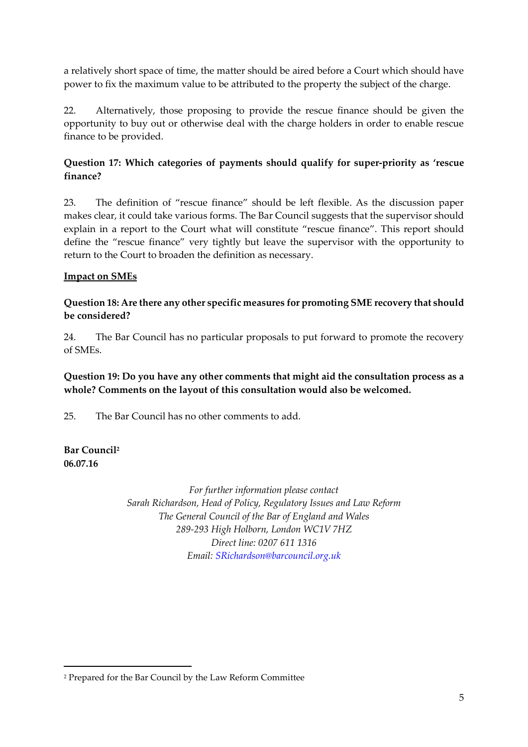a relatively short space of time, the matter should be aired before a Court which should have power to fix the maximum value to be attributed to the property the subject of the charge.

22. Alternatively, those proposing to provide the rescue finance should be given the opportunity to buy out or otherwise deal with the charge holders in order to enable rescue finance to be provided.

**Question 17: Which categories of payments should qualify for super-priority as 'rescue finance?**

23. The definition of "rescue finance" should be left flexible. As the discussion paper makes clear, it could take various forms. The Bar Council suggests that the supervisor should explain in a report to the Court what will constitute "rescue finance". This report should define the "rescue finance" very tightly but leave the supervisor with the opportunity to return to the Court to broaden the definition as necessary.

**Impact on SMEs**

**Question 18: Are there any other specific measures for promoting SME recovery that should be considered?**

24. The Bar Council has no particular proposals to put forward to promote the recovery of SMEs.

**Question 19: Do you have any other comments that might aid the consultation process as a whole? Comments on the layout of this consultation would also be welcomed.**

25. The Bar Council has no other comments to add.

**Bar Council**[2]
**06.07.16**

*For further information please contact*
*Sarah Richardson, Head of Policy, Regulatory Issues and Law Reform*
*The General Council of the Bar of England and Wales*
*289-293 High Holborn, London WC1V 7HZ*
*Direct line: 0207 611 1316*
*Email: SRichardson@barcouncil.org.uk*

---

[2] Prepared for the Bar Council by the Law Reform Committee